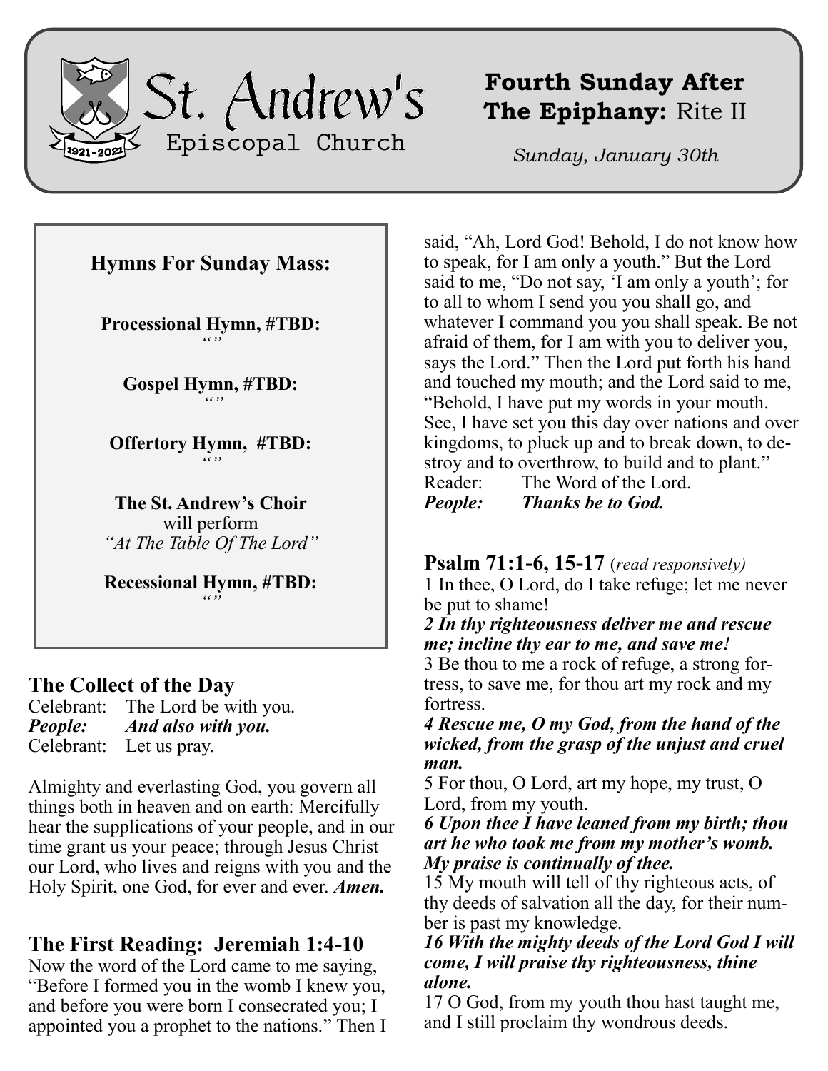# St. Andrew's Episcopal Church

1921-2021

## Fourth Sunday After The Epiphany: Rite II

*Sunday, January 30th*

**Hymns For Sunday Mass:**

**Processional Hymn, #TBD:**
*""*

**Gospel Hymn, #TBD:**
*""*

**Offertory Hymn, #TBD:**
*""*

**The St. Andrew's Choir** will perform *"At The Table Of The Lord"*

**Recessional Hymn, #TBD:**
*""*

## The Collect of the Day

Celebrant: The Lord be with you.
***People: And also with you.***
Celebrant: Let us pray.

Almighty and everlasting God, you govern all things both in heaven and on earth: Mercifully hear the supplications of your people, and in our time grant us your peace; through Jesus Christ our Lord, who lives and reigns with you and the Holy Spirit, one God, for ever and ever. ***Amen.***

## The First Reading: Jeremiah 1:4-10

Now the word of the Lord came to me saying, "Before I formed you in the womb I knew you, and before you were born I consecrated you; I appointed you a prophet to the nations." Then I said, "Ah, Lord God! Behold, I do not know how to speak, for I am only a youth." But the Lord said to me, "Do not say, 'I am only a youth'; for to all to whom I send you you shall go, and whatever I command you you shall speak. Be not afraid of them, for I am with you to deliver you, says the Lord." Then the Lord put forth his hand and touched my mouth; and the Lord said to me, "Behold, I have put my words in your mouth. See, I have set you this day over nations and over kingdoms, to pluck up and to break down, to destroy and to overthrow, to build and to plant."
Reader: The Word of the Lord.
***People: Thanks be to God.***

## Psalm 71:1-6, 15-17 (*read responsively*)

1 In thee, O Lord, do I take refuge; let me never be put to shame!
***2 In thy righteousness deliver me and rescue me; incline thy ear to me, and save me!***
3 Be thou to me a rock of refuge, a strong fortress, to save me, for thou art my rock and my fortress.
***4 Rescue me, O my God, from the hand of the wicked, from the grasp of the unjust and cruel man.***
5 For thou, O Lord, art my hope, my trust, O Lord, from my youth.
***6 Upon thee I have leaned from my birth; thou art he who took me from my mother's womb. My praise is continually of thee.***
15 My mouth will tell of thy righteous acts, of thy deeds of salvation all the day, for their number is past my knowledge.
***16 With the mighty deeds of the Lord God I will come, I will praise thy righteousness, thine alone.***
17 O God, from my youth thou hast taught me, and I still proclaim thy wondrous deeds.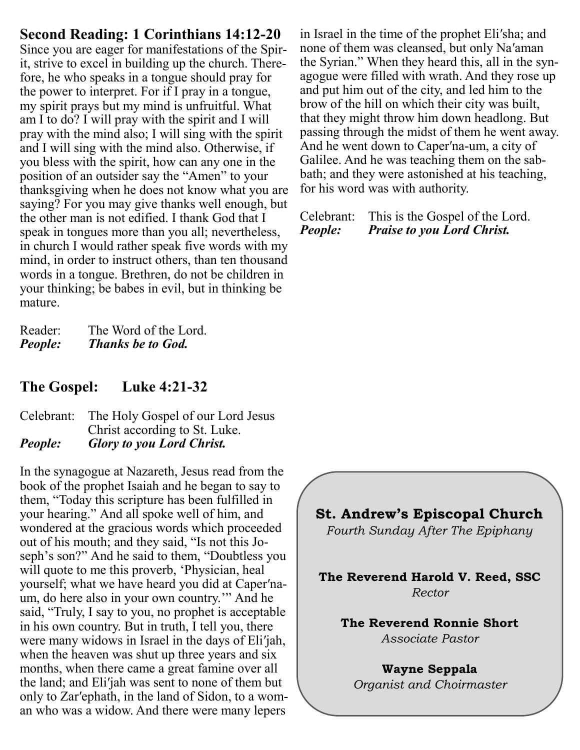## Second Reading: 1 Corinthians 14:12-20

Since you are eager for manifestations of the Spirit, strive to excel in building up the church. Therefore, he who speaks in a tongue should pray for the power to interpret. For if I pray in a tongue, my spirit prays but my mind is unfruitful. What am I to do? I will pray with the spirit and I will pray with the mind also; I will sing with the spirit and I will sing with the mind also. Otherwise, if you bless with the spirit, how can any one in the position of an outsider say the "Amen" to your thanksgiving when he does not know what you are saying? For you may give thanks well enough, but the other man is not edified. I thank God that I speak in tongues more than you all; nevertheless, in church I would rather speak five words with my mind, in order to instruct others, than ten thousand words in a tongue. Brethren, do not be children in your thinking; be babes in evil, but in thinking be mature.

Reader: The Word of the Lord.
***People: Thanks be to God.***

## The Gospel: Luke 4:21-32

Celebrant: The Holy Gospel of our Lord Jesus Christ according to St. Luke.
***People: Glory to you Lord Christ.***

In the synagogue at Nazareth, Jesus read from the book of the prophet Isaiah and he began to say to them, "Today this scripture has been fulfilled in your hearing." And all spoke well of him, and wondered at the gracious words which proceeded out of his mouth; and they said, "Is not this Joseph's son?" And he said to them, "Doubtless you will quote to me this proverb, 'Physician, heal yourself; what we have heard you did at Caper′na-um, do here also in your own country.'" And he said, "Truly, I say to you, no prophet is acceptable in his own country. But in truth, I tell you, there were many widows in Israel in the days of Eli′jah, when the heaven was shut up three years and six months, when there came a great famine over all the land; and Eli′jah was sent to none of them but only to Zar′ephath, in the land of Sidon, to a woman who was a widow. And there were many lepers in Israel in the time of the prophet Eli′sha; and none of them was cleansed, but only Na′aman the Syrian." When they heard this, all in the synagogue were filled with wrath. And they rose up and put him out of the city, and led him to the brow of the hill on which their city was built, that they might throw him down headlong. But passing through the midst of them he went away. And he went down to Caper′na-um, a city of Galilee. And he was teaching them on the sabbath; and they were astonished at his teaching, for his word was with authority.

Celebrant: This is the Gospel of the Lord.
***People: Praise to you Lord Christ.***

**St. Andrew's Episcopal Church**
*Fourth Sunday After The Epiphany*

**The Reverend Harold V. Reed, SSC**
*Rector*

**The Reverend Ronnie Short**
*Associate Pastor*

**Wayne Seppala**
*Organist and Choirmaster*